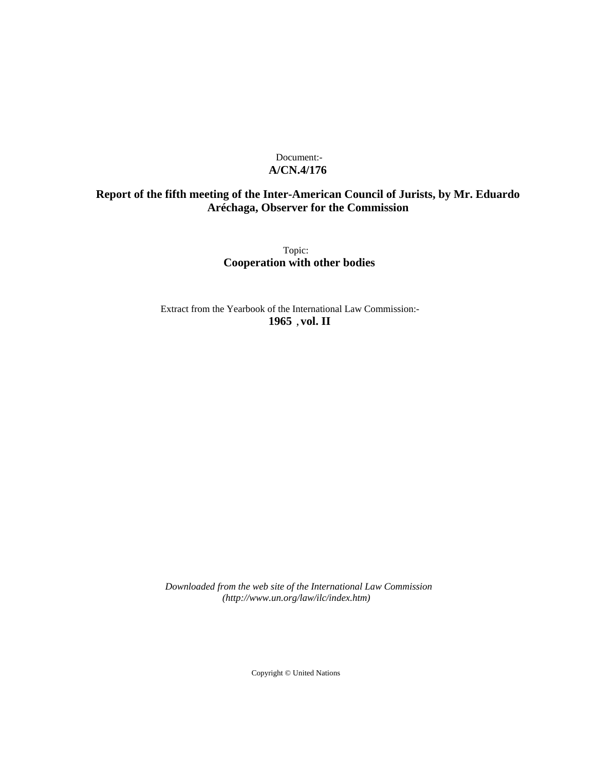Document:-
**A/CN.4/176**

**Report of the fifth meeting of the Inter-American Council of Jurists, by Mr. Eduardo Aréchaga, Observer for the Commission**

Topic:
**Cooperation with other bodies**

Extract from the Yearbook of the International Law Commission:-
**1965 , vol. II**

*Downloaded from the web site of the International Law Commission (http://www.un.org/law/ilc/index.htm)*

Copyright © United Nations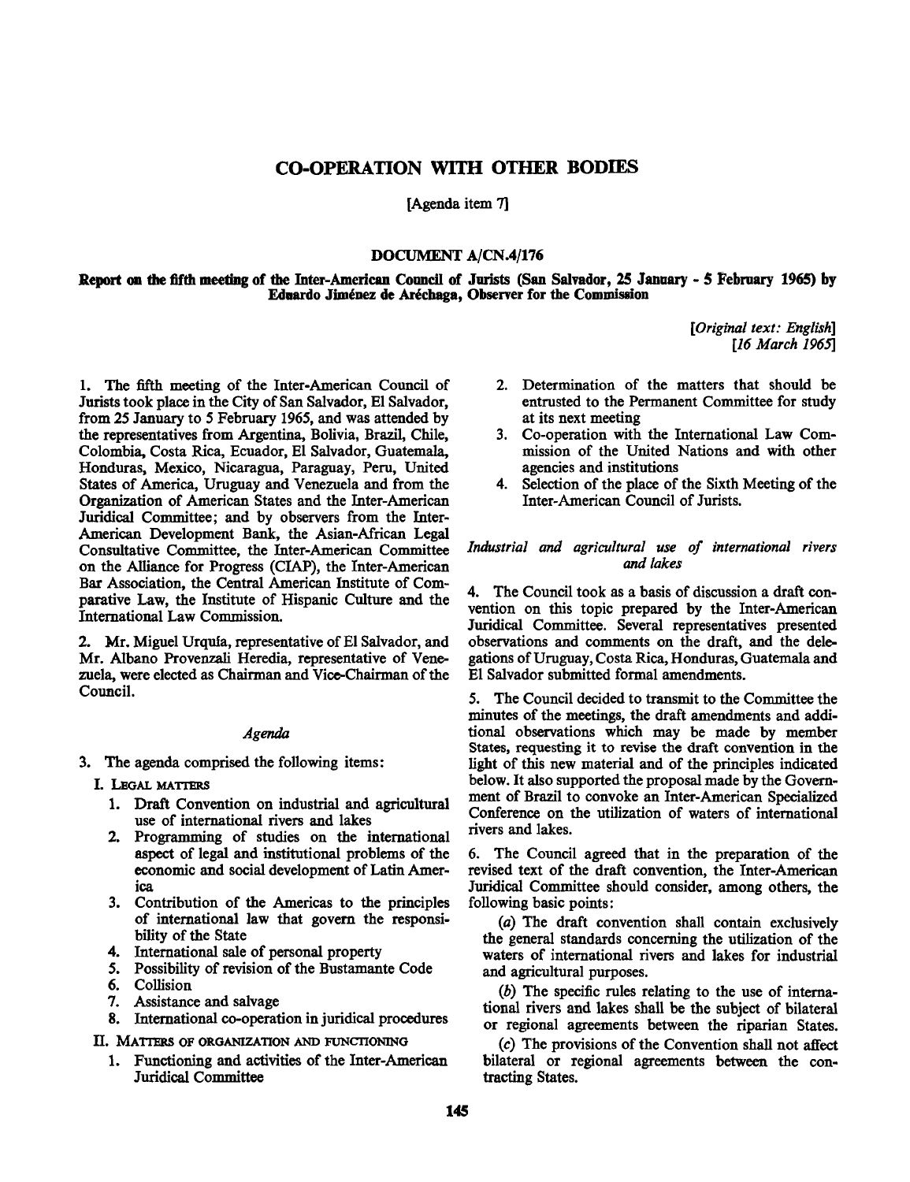# CO-OPERATION WITH OTHER BODIES

[Agenda item 7]

## DOCUMENT A/CN.4/176

### Report on the fifth meeting of the Inter-American Council of Jurists (San Salvador, 25 January - 5 February 1965) by Eduardo Jiménez de Aréchaga, Observer for the Commission

*[Original text: English]*
*[16 March 1965]*

1. The fifth meeting of the Inter-American Council of Jurists took place in the City of San Salvador, El Salvador, from 25 January to 5 February 1965, and was attended by the representatives from Argentina, Bolivia, Brazil, Chile, Colombia, Costa Rica, Ecuador, El Salvador, Guatemala, Honduras, Mexico, Nicaragua, Paraguay, Peru, United States of America, Uruguay and Venezuela and from the Organization of American States and the Inter-American Juridical Committee; and by observers from the Inter-American Development Bank, the Asian-African Legal Consultative Committee, the Inter-American Committee on the Alliance for Progress (CIAP), the Inter-American Bar Association, the Central American Institute of Comparative Law, the Institute of Hispanic Culture and the International Law Commission.

2. Mr. Miguel Urquía, representative of El Salvador, and Mr. Albano Provenzali Heredia, representative of Venezuela, were elected as Chairman and Vice-Chairman of the Council.

*Agenda*

3. The agenda comprised the following items:

I. LEGAL MATTERS

1. Draft Convention on industrial and agricultural use of international rivers and lakes
2. Programming of studies on the international aspect of legal and institutional problems of the economic and social development of Latin America
3. Contribution of the Americas to the principles of international law that govern the responsibility of the State
4. International sale of personal property
5. Possibility of revision of the Bustamante Code
6. Collision
7. Assistance and salvage
8. International co-operation in juridical procedures

II. MATTERS OF ORGANIZATION AND FUNCTIONING

1. Functioning and activities of the Inter-American Juridical Committee
2. Determination of the matters that should be entrusted to the Permanent Committee for study at its next meeting
3. Co-operation with the International Law Commission of the United Nations and with other agencies and institutions
4. Selection of the place of the Sixth Meeting of the Inter-American Council of Jurists.

*Industrial and agricultural use of international rivers and lakes*

4. The Council took as a basis of discussion a draft convention on this topic prepared by the Inter-American Juridical Committee. Several representatives presented observations and comments on the draft, and the delegations of Uruguay, Costa Rica, Honduras, Guatemala and El Salvador submitted formal amendments.

5. The Council decided to transmit to the Committee the minutes of the meetings, the draft amendments and additional observations which may be made by member States, requesting it to revise the draft convention in the light of this new material and of the principles indicated below. It also supported the proposal made by the Government of Brazil to convoke an Inter-American Specialized Conference on the utilization of waters of international rivers and lakes.

6. The Council agreed that in the preparation of the revised text of the draft convention, the Inter-American Juridical Committee should consider, among others, the following basic points:

(*a*) The draft convention shall contain exclusively the general standards concerning the utilization of the waters of international rivers and lakes for industrial and agricultural purposes.

(*b*) The specific rules relating to the use of international rivers and lakes shall be the subject of bilateral or regional agreements between the riparian States.

(*c*) The provisions of the Convention shall not affect bilateral or regional agreements between the contracting States.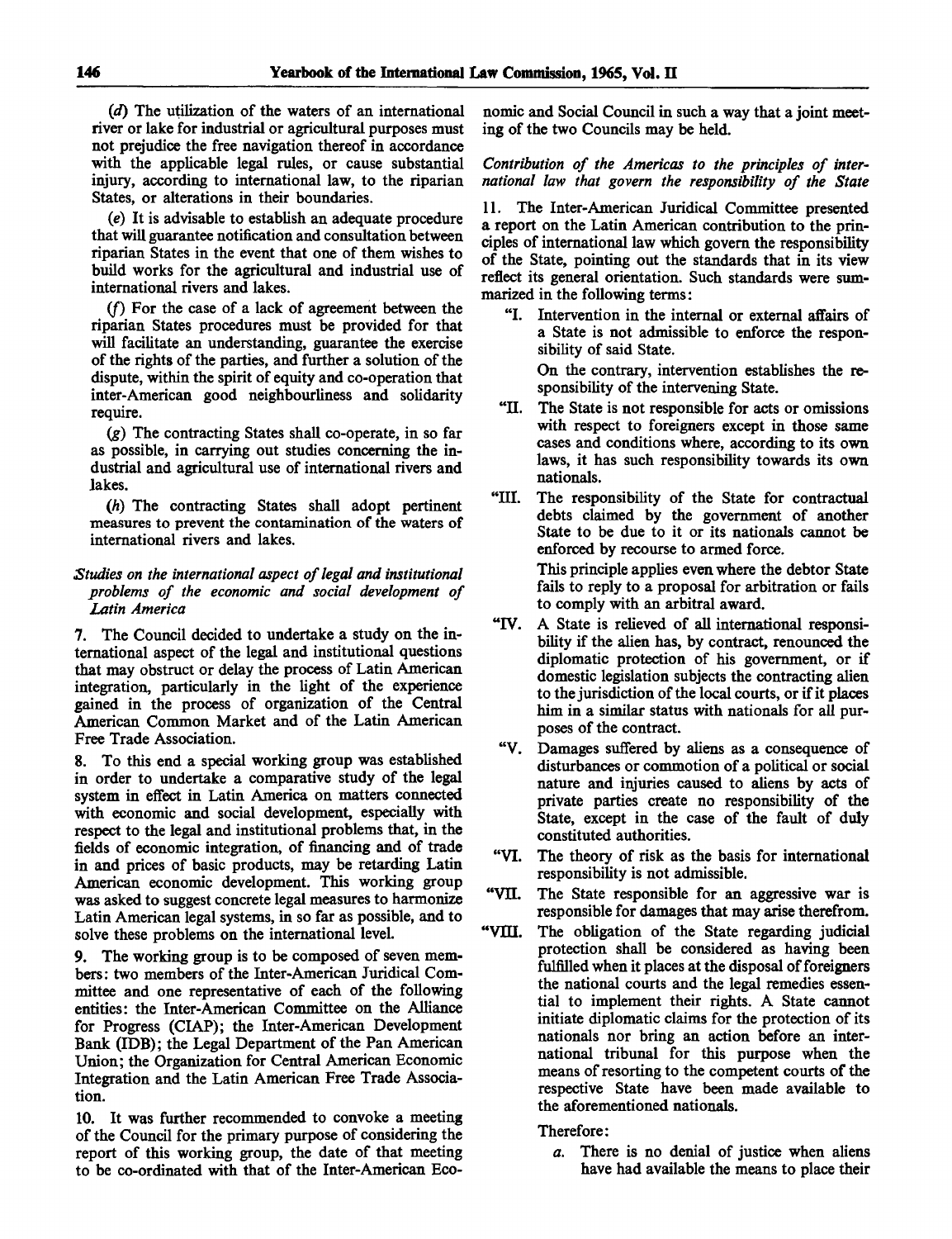(*d*) The utilization of the waters of an international river or lake for industrial or agricultural purposes must not prejudice the free navigation thereof in accordance with the applicable legal rules, or cause substantial injury, according to international law, to the riparian States, or alterations in their boundaries.

(*e*) It is advisable to establish an adequate procedure that will guarantee notification and consultation between riparian States in the event that one of them wishes to build works for the agricultural and industrial use of international rivers and lakes.

(*f*) For the case of a lack of agreement between the riparian States procedures must be provided for that will facilitate an understanding, guarantee the exercise of the rights of the parties, and further a solution of the dispute, within the spirit of equity and co-operation that inter-American good neighbourliness and solidarity require.

(*g*) The contracting States shall co-operate, in so far as possible, in carrying out studies concerning the industrial and agricultural use of international rivers and lakes.

(*h*) The contracting States shall adopt pertinent measures to prevent the contamination of the waters of international rivers and lakes.

*Studies on the international aspect of legal and institutional problems of the economic and social development of Latin America*

7. The Council decided to undertake a study on the international aspect of the legal and institutional questions that may obstruct or delay the process of Latin American integration, particularly in the light of the experience gained in the process of organization of the Central American Common Market and of the Latin American Free Trade Association.

8. To this end a special working group was established in order to undertake a comparative study of the legal system in effect in Latin America on matters connected with economic and social development, especially with respect to the legal and institutional problems that, in the fields of economic integration, of financing and of trade in and prices of basic products, may be retarding Latin American economic development. This working group was asked to suggest concrete legal measures to harmonize Latin American legal systems, in so far as possible, and to solve these problems on the international level.

9. The working group is to be composed of seven members: two members of the Inter-American Juridical Committee and one representative of each of the following entities: the Inter-American Committee on the Alliance for Progress (CIAP); the Inter-American Development Bank (IDB); the Legal Department of the Pan American Union; the Organization for Central American Economic Integration and the Latin American Free Trade Association.

10. It was further recommended to convoke a meeting of the Council for the primary purpose of considering the report of this working group, the date of that meeting to be co-ordinated with that of the Inter-American Economic and Social Council in such a way that a joint meeting of the two Councils may be held.

*Contribution of the Americas to the principles of international law that govern the responsibility of the State*

11. The Inter-American Juridical Committee presented a report on the Latin American contribution to the principles of international law which govern the responsibility of the State, pointing out the standards that in its view reflect its general orientation. Such standards were summarized in the following terms:

"I. Intervention in the internal or external affairs of a State is not admissible to enforce the responsibility of said State.

On the contrary, intervention establishes the responsibility of the intervening State.

"II. The State is not responsible for acts or omissions with respect to foreigners except in those same cases and conditions where, according to its own laws, it has such responsibility towards its own nationals.

"III. The responsibility of the State for contractual debts claimed by the government of another State to be due to it or its nationals cannot be enforced by recourse to armed force.

This principle applies even where the debtor State fails to reply to a proposal for arbitration or fails to comply with an arbitral award.

"IV. A State is relieved of all international responsibility if the alien has, by contract, renounced the diplomatic protection of his government, or if domestic legislation subjects the contracting alien to the jurisdiction of the local courts, or if it places him in a similar status with nationals for all purposes of the contract.

"V. Damages suffered by aliens as a consequence of disturbances or commotion of a political or social nature and injuries caused to aliens by acts of private parties create no responsibility of the State, except in the case of the fault of duly constituted authorities.

"VI. The theory of risk as the basis for international responsibility is not admissible.

"VII. The State responsible for an aggressive war is responsible for damages that may arise therefrom.

"VIII. The obligation of the State regarding judicial protection shall be considered as having been fulfilled when it places at the disposal of foreigners the national courts and the legal remedies essential to implement their rights. A State cannot initiate diplomatic claims for the protection of its nationals nor bring an action before an international tribunal for this purpose when the means of resorting to the competent courts of the respective State have been made available to the aforementioned nationals.

Therefore:

*a.* There is no denial of justice when aliens have had available the means to place their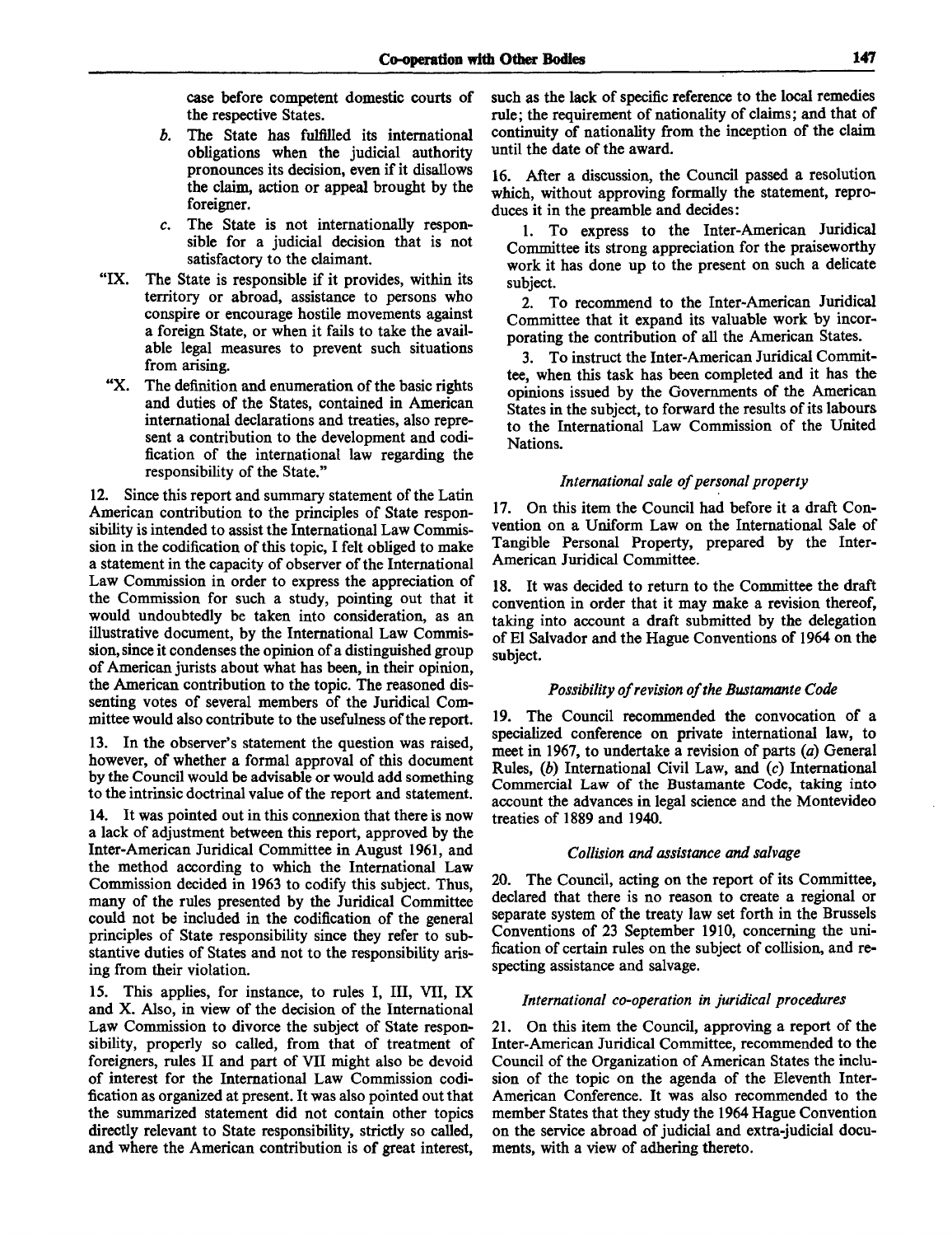case before competent domestic courts of the respective States.

*b.* The State has fulfilled its international obligations when the judicial authority pronounces its decision, even if it disallows the claim, action or appeal brought by the foreigner.

*c.* The State is not internationally responsible for a judicial decision that is not satisfactory to the claimant.

"IX. The State is responsible if it provides, within its territory or abroad, assistance to persons who conspire or encourage hostile movements against a foreign State, or when it fails to take the available legal measures to prevent such situations from arising.

"X. The definition and enumeration of the basic rights and duties of the States, contained in American international declarations and treaties, also represent a contribution to the development and codification of the international law regarding the responsibility of the State."

12. Since this report and summary statement of the Latin American contribution to the principles of State responsibility is intended to assist the International Law Commission in the codification of this topic, I felt obliged to make a statement in the capacity of observer of the International Law Commission in order to express the appreciation of the Commission for such a study, pointing out that it would undoubtedly be taken into consideration, as an illustrative document, by the International Law Commission, since it condenses the opinion of a distinguished group of American jurists about what has been, in their opinion, the American contribution to the topic. The reasoned dissenting votes of several members of the Juridical Committee would also contribute to the usefulness of the report.

13. In the observer's statement the question was raised, however, of whether a formal approval of this document by the Council would be advisable or would add something to the intrinsic doctrinal value of the report and statement.

14. It was pointed out in this connexion that there is now a lack of adjustment between this report, approved by the Inter-American Juridical Committee in August 1961, and the method according to which the International Law Commission decided in 1963 to codify this subject. Thus, many of the rules presented by the Juridical Committee could not be included in the codification of the general principles of State responsibility since they refer to substantive duties of States and not to the responsibility arising from their violation.

15. This applies, for instance, to rules I, III, VII, IX and X. Also, in view of the decision of the International Law Commission to divorce the subject of State responsibility, properly so called, from that of treatment of foreigners, rules II and part of VII might also be devoid of interest for the International Law Commission codification as organized at present. It was also pointed out that the summarized statement did not contain other topics directly relevant to State responsibility, strictly so called, and where the American contribution is of great interest, such as the lack of specific reference to the local remedies rule; the requirement of nationality of claims; and that of continuity of nationality from the inception of the claim until the date of the award.

16. After a discussion, the Council passed a resolution which, without approving formally the statement, reproduces it in the preamble and decides:

1. To express to the Inter-American Juridical Committee its strong appreciation for the praiseworthy work it has done up to the present on such a delicate subject.

2. To recommend to the Inter-American Juridical Committee that it expand its valuable work by incorporating the contribution of all the American States.

3. To instruct the Inter-American Juridical Committee, when this task has been completed and it has the opinions issued by the Governments of the American States in the subject, to forward the results of its labours to the International Law Commission of the United Nations.

### *International sale of personal property*

17. On this item the Council had before it a draft Convention on a Uniform Law on the International Sale of Tangible Personal Property, prepared by the Inter-American Juridical Committee.

18. It was decided to return to the Committee the draft convention in order that it may make a revision thereof, taking into account a draft submitted by the delegation of El Salvador and the Hague Conventions of 1964 on the subject.

### *Possibility of revision of the Bustamante Code*

19. The Council recommended the convocation of a specialized conference on private international law, to meet in 1967, to undertake a revision of parts (*a*) General Rules, (*b*) International Civil Law, and (*c*) International Commercial Law of the Bustamante Code, taking into account the advances in legal science and the Montevideo treaties of 1889 and 1940.

### *Collision and assistance and salvage*

20. The Council, acting on the report of its Committee, declared that there is no reason to create a regional or separate system of the treaty law set forth in the Brussels Conventions of 23 September 1910, concerning the unification of certain rules on the subject of collision, and respecting assistance and salvage.

### *International co-operation in juridical procedures*

21. On this item the Council, approving a report of the Inter-American Juridical Committee, recommended to the Council of the Organization of American States the inclusion of the topic on the agenda of the Eleventh Inter-American Conference. It was also recommended to the member States that they study the 1964 Hague Convention on the service abroad of judicial and extra-judicial documents, with a view of adhering thereto.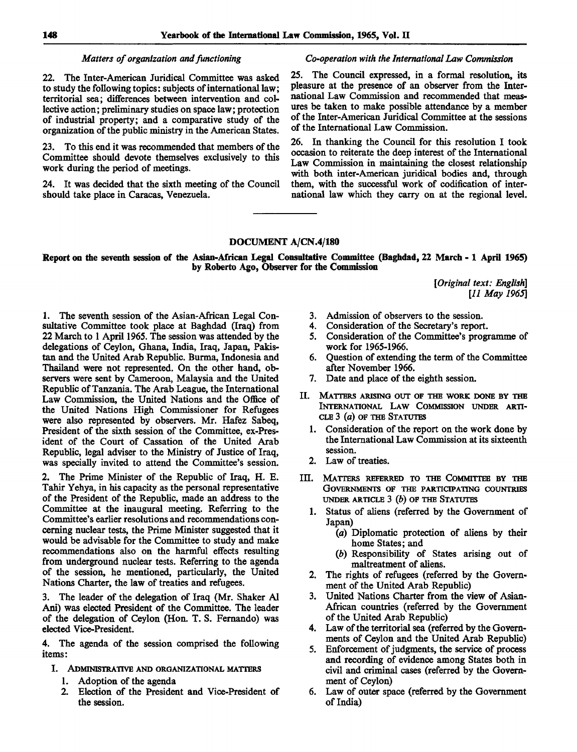### *Matters of organization and functioning*

22. The Inter-American Juridical Committee was asked to study the following topics: subjects of international law; territorial sea; differences between intervention and collective action; preliminary studies on space law; protection of industrial property; and a comparative study of the organization of the public ministry in the American States.

23. To this end it was recommended that members of the Committee should devote themselves exclusively to this work during the period of meetings.

24. It was decided that the sixth meeting of the Council should take place in Caracas, Venezuela.

### *Co-operation with the International Law Commission*

25. The Council expressed, in a formal resolution, its pleasure at the presence of an observer from the International Law Commission and recommended that measures be taken to make possible attendance by a member of the Inter-American Juridical Committee at the sessions of the International Law Commission.

26. In thanking the Council for this resolution I took occasion to reiterate the deep interest of the International Law Commission in maintaining the closest relationship with both inter-American juridical bodies and, through them, with the successful work of codification of international law which they carry on at the regional level.

---

## DOCUMENT A/CN.4/180

**Report on the seventh session of the Asian-African Legal Consultative Committee (Baghdad, 22 March - 1 April 1965) by Roberto Ago, Observer for the Commission**

*[Original text: English]*
*[11 May 1965]*

1. The seventh session of the Asian-African Legal Consultative Committee took place at Baghdad (Iraq) from 22 March to 1 April 1965. The session was attended by the delegations of Ceylon, Ghana, India, Iraq, Japan, Pakistan and the United Arab Republic. Burma, Indonesia and Thailand were not represented. On the other hand, observers were sent by Cameroon, Malaysia and the United Republic of Tanzania. The Arab League, the International Law Commission, the United Nations and the Office of the United Nations High Commissioner for Refugees were also represented by observers. Mr. Hafez Sabeq, President of the sixth session of the Committee, ex-President of the Court of Cassation of the United Arab Republic, legal adviser to the Ministry of Justice of Iraq, was specially invited to attend the Committee's session.

2. The Prime Minister of the Republic of Iraq, H. E. Tahir Yehya, in his capacity as the personal representative of the President of the Republic, made an address to the Committee at the inaugural meeting. Referring to the Committee's earlier resolutions and recommendations concerning nuclear tests, the Prime Minister suggested that it would be advisable for the Committee to study and make recommendations also on the harmful effects resulting from underground nuclear tests. Referring to the agenda of the session, he mentioned, particularly, the United Nations Charter, the law of treaties and refugees.

3. The leader of the delegation of Iraq (Mr. Shaker Al Ani) was elected President of the Committee. The leader of the delegation of Ceylon (Hon. T. S. Fernando) was elected Vice-President.

4. The agenda of the session comprised the following items:

I. ADMINISTRATIVE AND ORGANIZATIONAL MATTERS
   1. Adoption of the agenda
   2. Election of the President and Vice-President of the session.
   3. Admission of observers to the session.
   4. Consideration of the Secretary's report.
   5. Consideration of the Committee's programme of work for 1965-1966.
   6. Question of extending the term of the Committee after November 1966.
   7. Date and place of the eighth session.

II. MATTERS ARISING OUT OF THE WORK DONE BY THE INTERNATIONAL LAW COMMISSION UNDER ARTICLE 3 (*a*) OF THE STATUTES
   1. Consideration of the report on the work done by the International Law Commission at its sixteenth session.
   2. Law of treaties.

III. MATTERS REFERRED TO THE COMMITTEE BY THE GOVERNMENTS OF THE PARTICIPATING COUNTRIES UNDER ARTICLE 3 (*b*) OF THE STATUTES
   1. Status of aliens (referred by the Government of Japan)
      (*a*) Diplomatic protection of aliens by their home States; and
      (*b*) Responsibility of States arising out of maltreatment of aliens.
   2. The rights of refugees (referred by the Government of the United Arab Republic)
   3. United Nations Charter from the view of Asian-African countries (referred by the Government of the United Arab Republic)
   4. Law of the territorial sea (referred by the Governments of Ceylon and the United Arab Republic)
   5. Enforcement of judgments, the service of process and recording of evidence among States both in civil and criminal cases (referred by the Government of Ceylon)
   6. Law of outer space (referred by the Government of India)